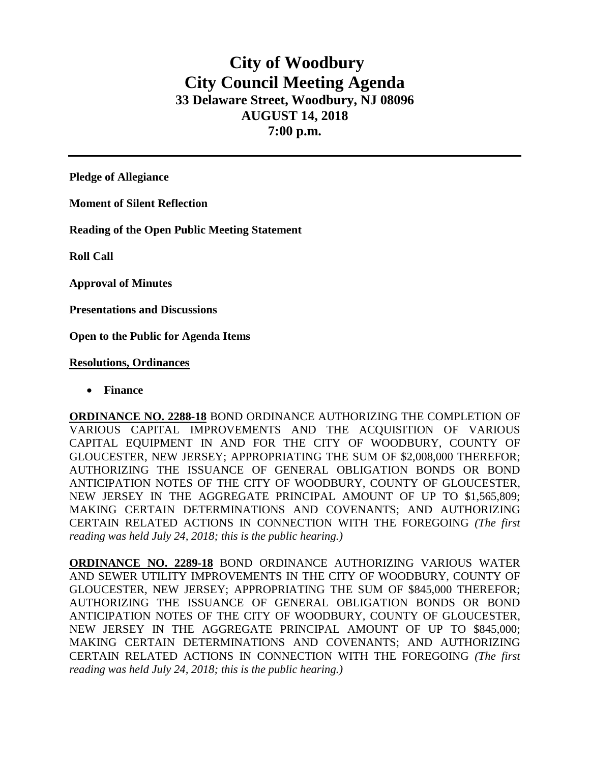# City of Woodbury
# City Council Meeting Agenda
### 33 Delaware Street, Woodbury, NJ 08096
### AUGUST 14, 2018
### 7:00 p.m.

---

**Pledge of Allegiance**

**Moment of Silent Reflection**

**Reading of the Open Public Meeting Statement**

**Roll Call**

**Approval of Minutes**

**Presentations and Discussions**

**Open to the Public for Agenda Items**

**Resolutions, Ordinances**

- **Finance**

**ORDINANCE NO. 2288-18** BOND ORDINANCE AUTHORIZING THE COMPLETION OF VARIOUS CAPITAL IMPROVEMENTS AND THE ACQUISITION OF VARIOUS CAPITAL EQUIPMENT IN AND FOR THE CITY OF WOODBURY, COUNTY OF GLOUCESTER, NEW JERSEY; APPROPRIATING THE SUM OF $2,008,000 THEREFOR; AUTHORIZING THE ISSUANCE OF GENERAL OBLIGATION BONDS OR BOND ANTICIPATION NOTES OF THE CITY OF WOODBURY, COUNTY OF GLOUCESTER, NEW JERSEY IN THE AGGREGATE PRINCIPAL AMOUNT OF UP TO $1,565,809; MAKING CERTAIN DETERMINATIONS AND COVENANTS; AND AUTHORIZING CERTAIN RELATED ACTIONS IN CONNECTION WITH THE FOREGOING *(The first reading was held July 24, 2018; this is the public hearing.)*

**ORDINANCE NO. 2289-18** BOND ORDINANCE AUTHORIZING VARIOUS WATER AND SEWER UTILITY IMPROVEMENTS IN THE CITY OF WOODBURY, COUNTY OF GLOUCESTER, NEW JERSEY; APPROPRIATING THE SUM OF $845,000 THEREFOR; AUTHORIZING THE ISSUANCE OF GENERAL OBLIGATION BONDS OR BOND ANTICIPATION NOTES OF THE CITY OF WOODBURY, COUNTY OF GLOUCESTER, NEW JERSEY IN THE AGGREGATE PRINCIPAL AMOUNT OF UP TO $845,000; MAKING CERTAIN DETERMINATIONS AND COVENANTS; AND AUTHORIZING CERTAIN RELATED ACTIONS IN CONNECTION WITH THE FOREGOING *(The first reading was held July 24, 2018; this is the public hearing.)*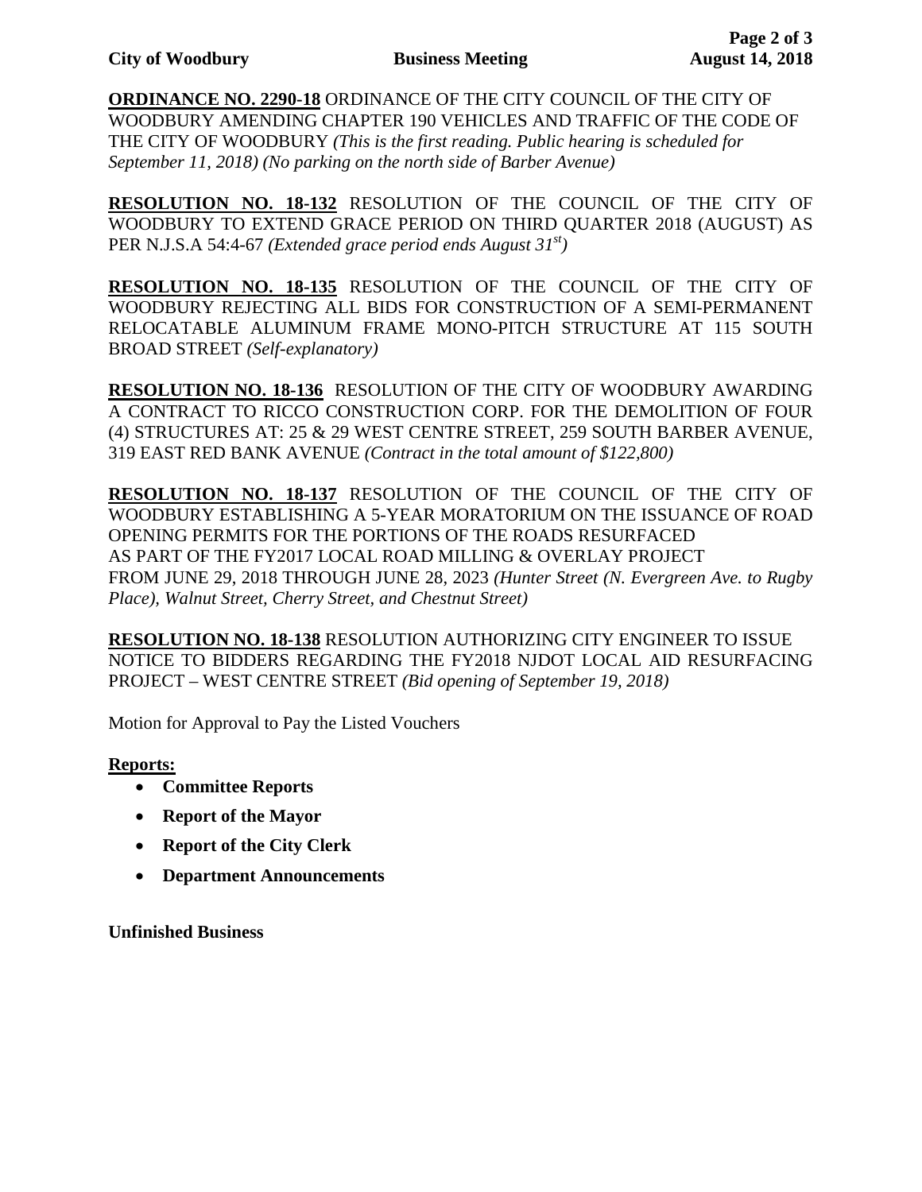**ORDINANCE NO. 2290-18** ORDINANCE OF THE CITY COUNCIL OF THE CITY OF WOODBURY AMENDING CHAPTER 190 VEHICLES AND TRAFFIC OF THE CODE OF THE CITY OF WOODBURY *(This is the first reading. Public hearing is scheduled for September 11, 2018) (No parking on the north side of Barber Avenue)*

**RESOLUTION NO. 18-132** RESOLUTION OF THE COUNCIL OF THE CITY OF WOODBURY TO EXTEND GRACE PERIOD ON THIRD QUARTER 2018 (AUGUST) AS PER N.J.S.A 54:4-67 *(Extended grace period ends August 31st)*

**RESOLUTION NO. 18-135** RESOLUTION OF THE COUNCIL OF THE CITY OF WOODBURY REJECTING ALL BIDS FOR CONSTRUCTION OF A SEMI-PERMANENT RELOCATABLE ALUMINUM FRAME MONO-PITCH STRUCTURE AT 115 SOUTH BROAD STREET *(Self-explanatory)*

**RESOLUTION NO. 18-136** RESOLUTION OF THE CITY OF WOODBURY AWARDING A CONTRACT TO RICCO CONSTRUCTION CORP. FOR THE DEMOLITION OF FOUR (4) STRUCTURES AT: 25 & 29 WEST CENTRE STREET, 259 SOUTH BARBER AVENUE, 319 EAST RED BANK AVENUE *(Contract in the total amount of $122,800)*

**RESOLUTION NO. 18-137** RESOLUTION OF THE COUNCIL OF THE CITY OF WOODBURY ESTABLISHING A 5-YEAR MORATORIUM ON THE ISSUANCE OF ROAD OPENING PERMITS FOR THE PORTIONS OF THE ROADS RESURFACED AS PART OF THE FY2017 LOCAL ROAD MILLING & OVERLAY PROJECT FROM JUNE 29, 2018 THROUGH JUNE 28, 2023 *(Hunter Street (N. Evergreen Ave. to Rugby Place), Walnut Street, Cherry Street, and Chestnut Street)*

**RESOLUTION NO. 18-138** RESOLUTION AUTHORIZING CITY ENGINEER TO ISSUE NOTICE TO BIDDERS REGARDING THE FY2018 NJDOT LOCAL AID RESURFACING PROJECT – WEST CENTRE STREET *(Bid opening of September 19, 2018)*

Motion for Approval to Pay the Listed Vouchers

**Reports:**

- **Committee Reports**
- **Report of the Mayor**
- **Report of the City Clerk**
- **Department Announcements**

**Unfinished Business**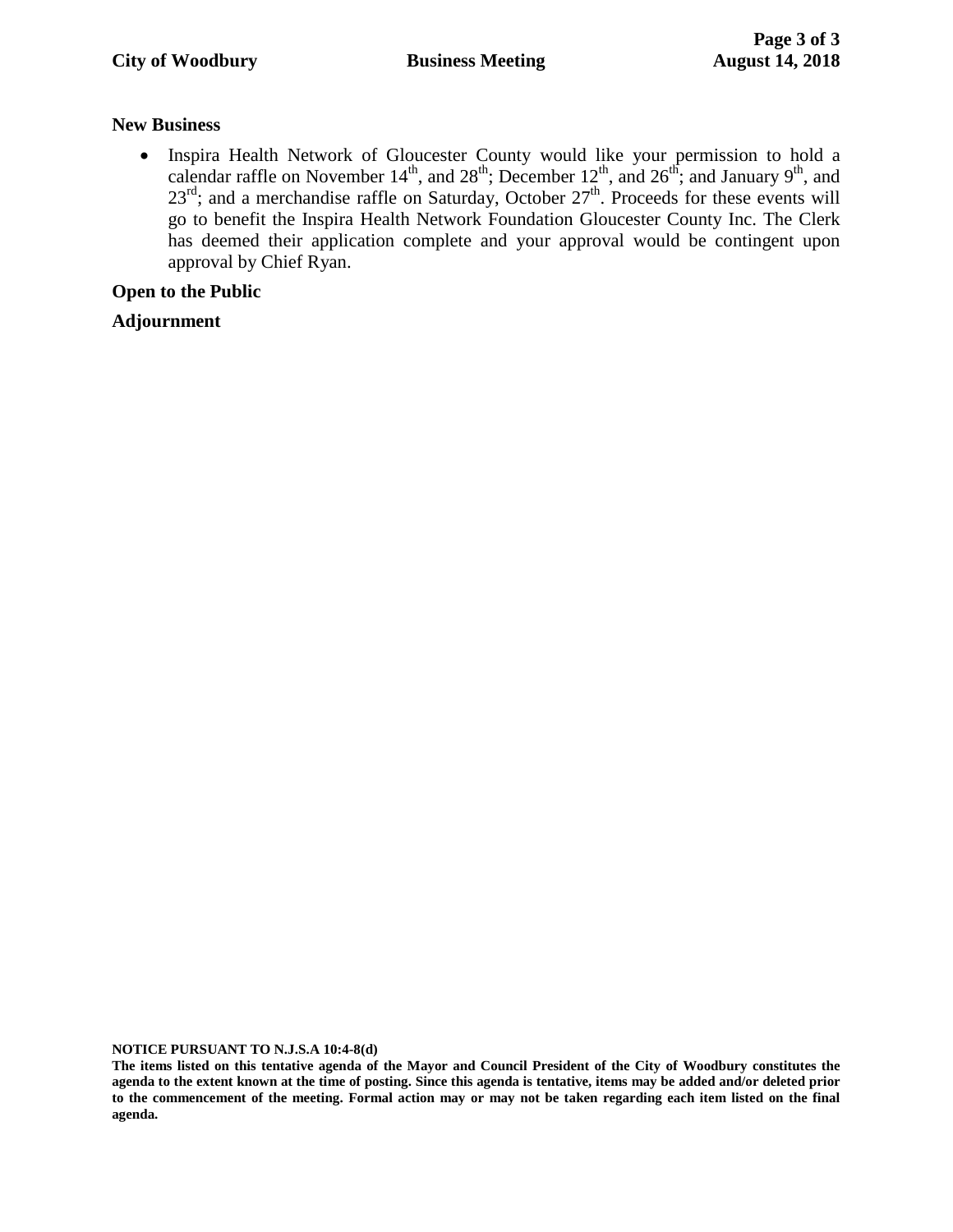## New Business

- Inspira Health Network of Gloucester County would like your permission to hold a calendar raffle on November 14th, and 28th; December 12th, and 26th; and January 9th, and 23rd; and a merchandise raffle on Saturday, October 27th. Proceeds for these events will go to benefit the Inspira Health Network Foundation Gloucester County Inc. The Clerk has deemed their application complete and your approval would be contingent upon approval by Chief Ryan.

## Open to the Public

## Adjournment

**NOTICE PURSUANT TO N.J.S.A 10:4-8(d)**

**The items listed on this tentative agenda of the Mayor and Council President of the City of Woodbury constitutes the agenda to the extent known at the time of posting. Since this agenda is tentative, items may be added and/or deleted prior to the commencement of the meeting. Formal action may or may not be taken regarding each item listed on the final agenda.**